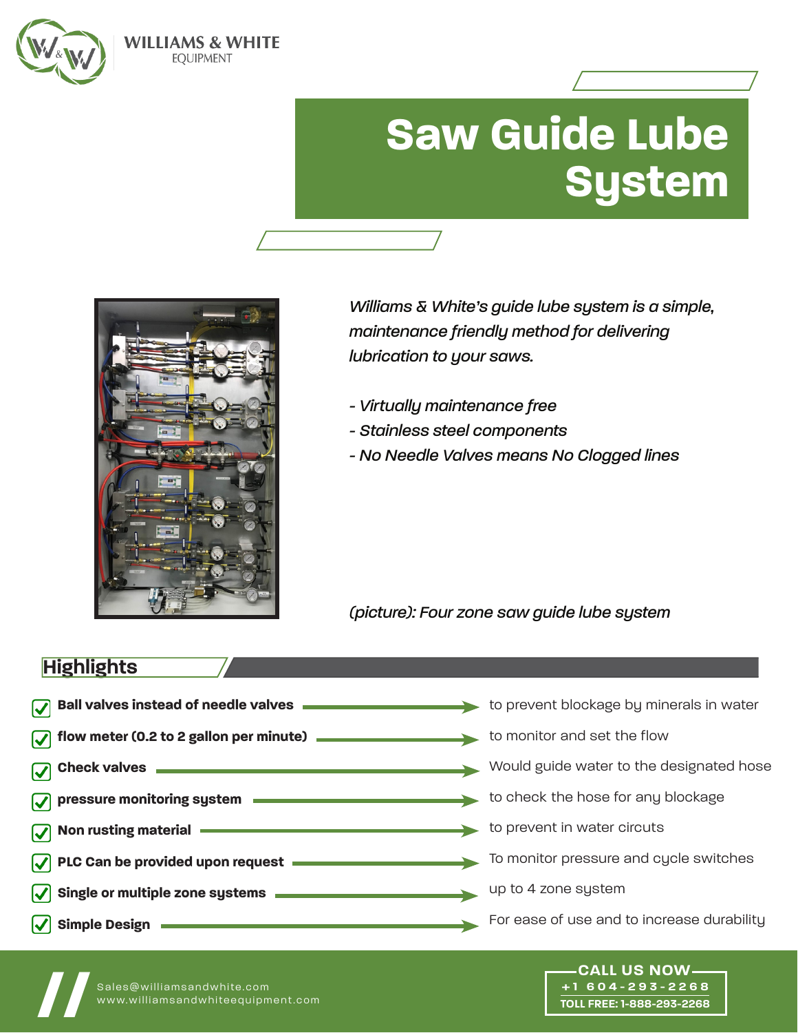WILLIAMS & WHITE
EQUIPMENT

# Saw Guide Lube System

*Williams & White's guide lube system is a simple, maintenance friendly method for delivering lubrication to your saws.*

*- Virtually maintenance free*
*- Stainless steel components*
*- No Needle Valves means No Clogged lines*

*(picture): Four zone saw guide lube system*

## Highlights

- **Ball valves instead of needle valves** → to prevent blockage by minerals in water
- **flow meter (0.2 to 2 gallon per minute)** → to monitor and set the flow
- **Check valves** → Would guide water to the designated hose
- **pressure monitoring system** → to check the hose for any blockage
- **Non rusting material** → to prevent in water circuts
- **PLC Can be provided upon request** → To monitor pressure and cycle switches
- **Single or multiple zone systems** → up to 4 zone system
- **Simple Design** → For ease of use and to increase durability

Sales@williamsandwhite.com
www.williamsandwhiteequipment.com

CALL US NOW
+1 604-293-2268
TOLL FREE: 1-888-293-2268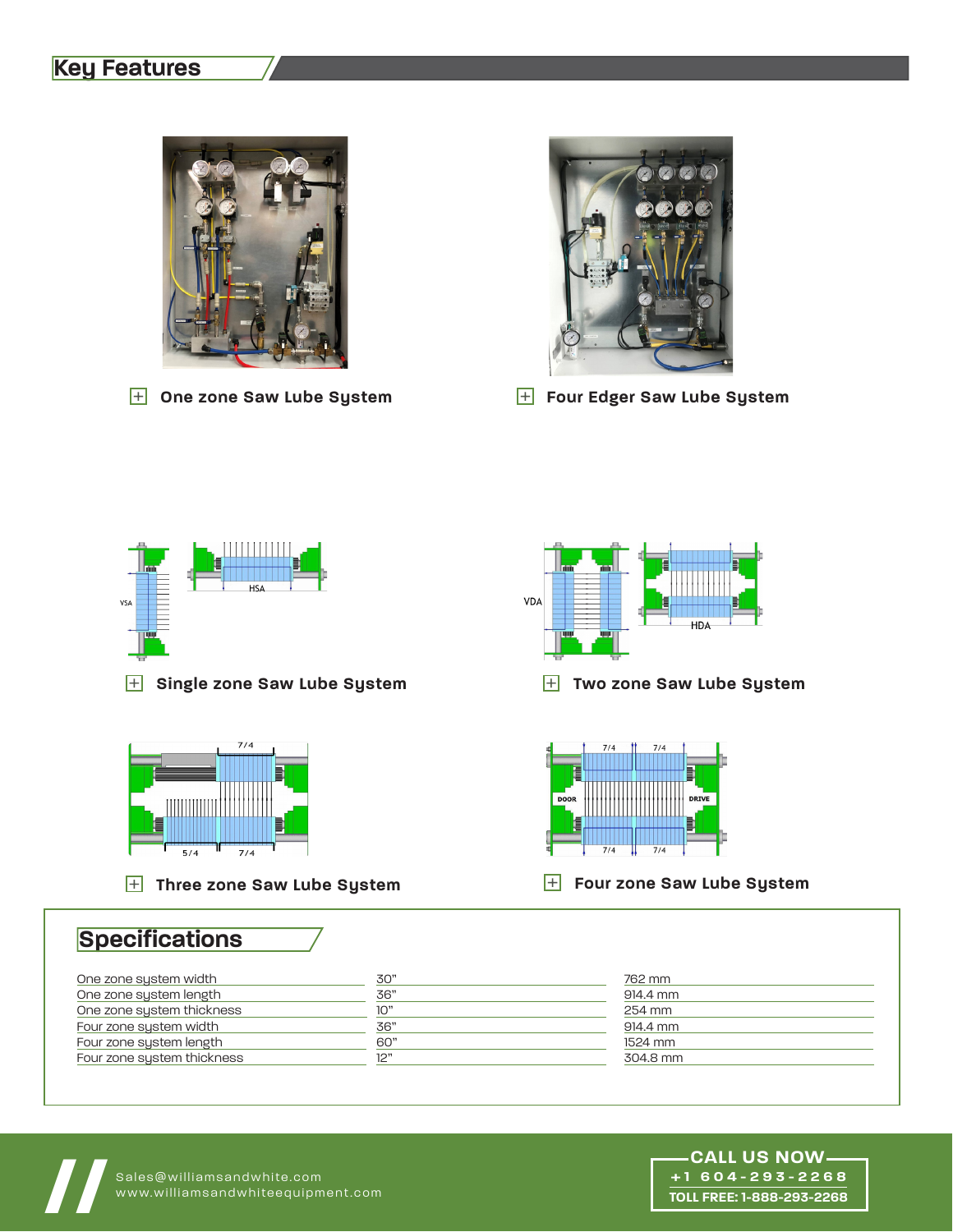## Key Features

One zone Saw Lube System

Four Edger Saw Lube System

VSA

HSA

VDA

HDA

Single zone Saw Lube System

Two zone Saw Lube System

7/4

5/4

7/4

Three zone Saw Lube System

7/4

7/4

DOOR

DRIVE

7/4

7/4

Four zone Saw Lube System

## Specifications

| | | |
|---|---|---|
| One zone system width | 30" | 762 mm |
| One zone system length | 36" | 914.4 mm |
| One zone system thickness | 10" | 254 mm |
| Four zone system width | 36" | 914.4 mm |
| Four zone system length | 60" | 1524 mm |
| Four zone system thickness | 12" | 304.8 mm |

Sales@williamsandwhite.com
www.williamsandwhiteequipment.com

**CALL US NOW**
**+1 604-293-2268**
**TOLL FREE: 1-888-293-2268**